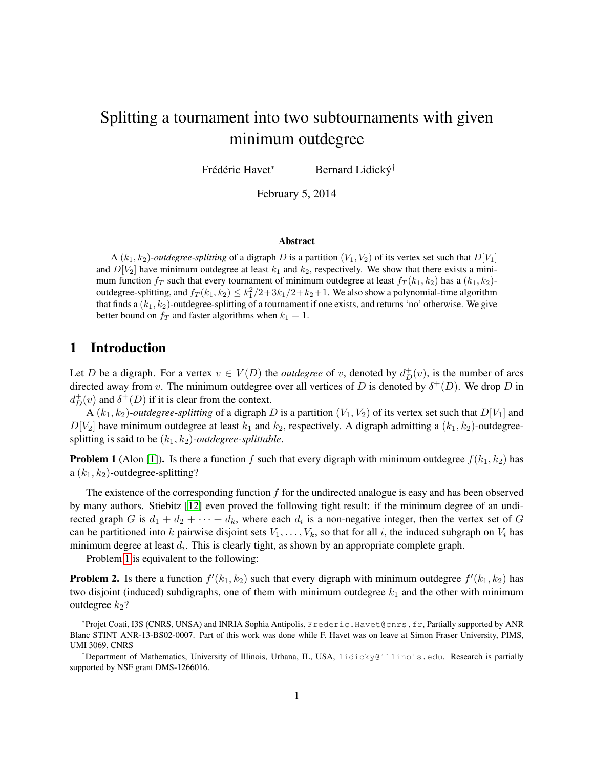# Splitting a tournament into two subtournaments with given minimum outdegree

Frédéric Havet* Bernard Lidický†

February 5, 2014

### Abstract

A $(k_1, k_2)$-*outdegree-splitting* of a digraph $D$ is a partition $(V_1, V_2)$ of its vertex set such that $D[V_1]$ and $D[V_2]$ have minimum outdegree at least $k_1$ and $k_2$, respectively. We show that there exists a minimum function $f_T$ such that every tournament of minimum outdegree at least $f_T(k_1, k_2)$ has a $(k_1, k_2)$-outdegree-splitting, and $f_T(k_1, k_2) \leq k_1^2/2 + 3k_1/2 + k_2 + 1$. We also show a polynomial-time algorithm that finds a $(k_1, k_2)$-outdegree-splitting of a tournament if one exists, and returns 'no' otherwise. We give better bound on $f_T$ and faster algorithms when $k_1 = 1$.

## 1 Introduction

Let $D$ be a digraph. For a vertex $v \in V(D)$ the *outdegree* of $v$, denoted by $d_D^+(v)$, is the number of arcs directed away from $v$. The minimum outdegree over all vertices of $D$ is denoted by $\delta^+(D)$. We drop $D$ in $d_D^+(v)$ and $\delta^+(D)$ if it is clear from the context.

A $(k_1, k_2)$-*outdegree-splitting* of a digraph $D$ is a partition $(V_1, V_2)$ of its vertex set such that $D[V_1]$ and $D[V_2]$ have minimum outdegree at least $k_1$ and $k_2$, respectively. A digraph admitting a $(k_1, k_2)$-outdegree-splitting is said to be $(k_1, k_2)$-*outdegree-splittable*.

**Problem 1** (Alon [1]). Is there a function $f$ such that every digraph with minimum outdegree $f(k_1, k_2)$ has a $(k_1, k_2)$-outdegree-splitting?

The existence of the corresponding function $f$ for the undirected analogue is easy and has been observed by many authors. Stiebitz [12] even proved the following tight result: if the minimum degree of an undirected graph $G$ is $d_1 + d_2 + \cdots + d_k$, where each $d_i$ is a non-negative integer, then the vertex set of $G$ can be partitioned into $k$ pairwise disjoint sets $V_1, \ldots, V_k$, so that for all $i$, the induced subgraph on $V_i$ has minimum degree at least $d_i$. This is clearly tight, as shown by an appropriate complete graph.

Problem 1 is equivalent to the following:

**Problem 2.** Is there a function $f'(k_1, k_2)$ such that every digraph with minimum outdegree $f'(k_1, k_2)$ has two disjoint (induced) subdigraphs, one of them with minimum outdegree $k_1$ and the other with minimum outdegree $k_2$?

---

*Projet Coati, I3S (CNRS, UNSA) and INRIA Sophia Antipolis, Frederic.Havet@cnrs.fr, Partially supported by ANR Blanc STINT ANR-13-BS02-0007. Part of this work was done while F. Havet was on leave at Simon Fraser University, PIMS, UMI 3069, CNRS

†Department of Mathematics, University of Illinois, Urbana, IL, USA, lidicky@illinois.edu. Research is partially supported by NSF grant DMS-1266016.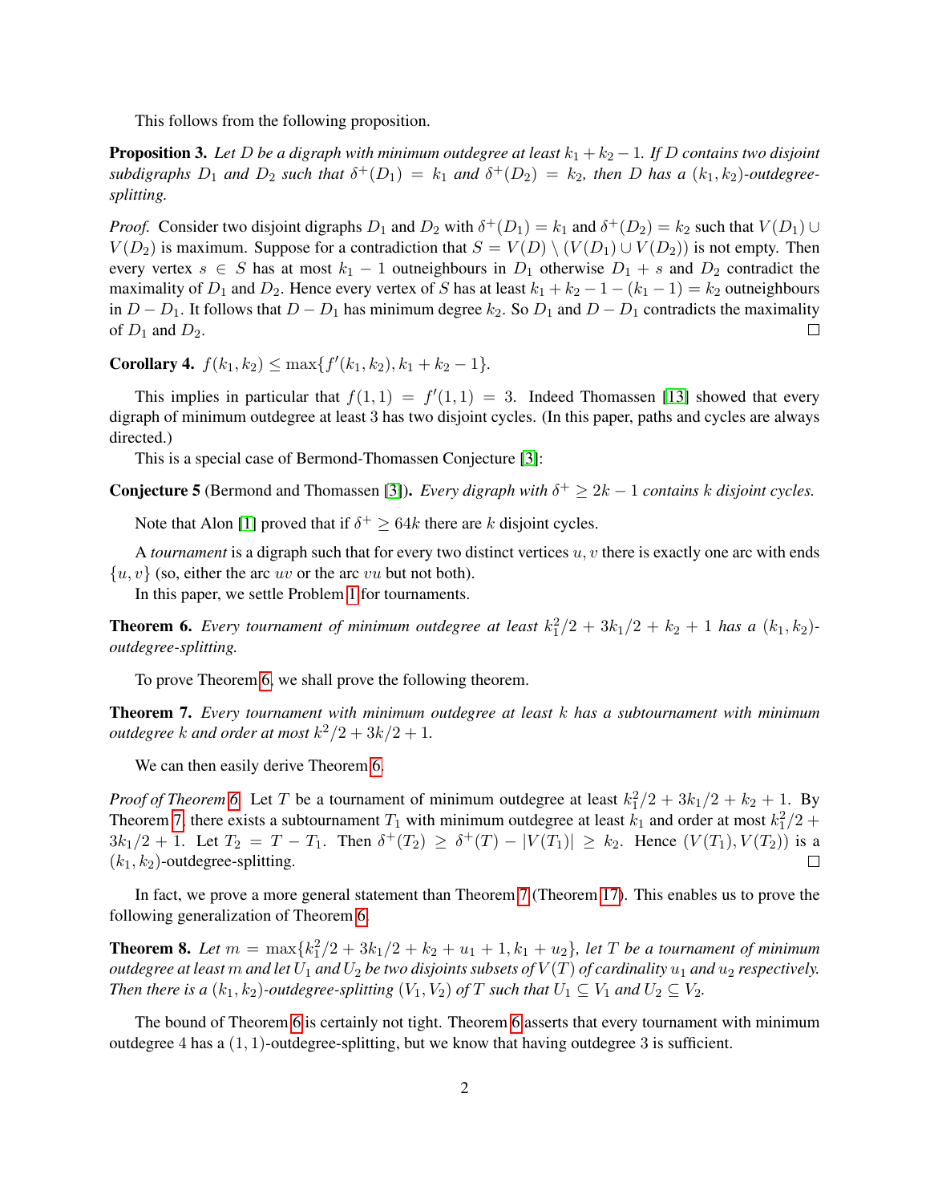This follows from the following proposition.

**Proposition 3.** *Let $D$ be a digraph with minimum outdegree at least $k_1 + k_2 - 1$. If $D$ contains two disjoint subdigraphs $D_1$ and $D_2$ such that $\delta^+(D_1) = k_1$ and $\delta^+(D_2) = k_2$, then $D$ has a $(k_1, k_2)$-outdegree-splitting.*

*Proof.* Consider two disjoint digraphs $D_1$ and $D_2$ with $\delta^+(D_1) = k_1$ and $\delta^+(D_2) = k_2$ such that $V(D_1) \cup V(D_2)$ is maximum. Suppose for a contradiction that $S = V(D) \setminus (V(D_1) \cup V(D_2))$ is not empty. Then every vertex $s \in S$ has at most $k_1 - 1$ outneighbours in $D_1$ otherwise $D_1 + s$ and $D_2$ contradict the maximality of $D_1$ and $D_2$. Hence every vertex of $S$ has at least $k_1 + k_2 - 1 - (k_1 - 1) = k_2$ outneighbours in $D - D_1$. It follows that $D - D_1$ has minimum degree $k_2$. So $D_1$ and $D - D_1$ contradicts the maximality of $D_1$ and $D_2$. □

**Corollary 4.** $f(k_1, k_2) \leq \max\{f'(k_1, k_2), k_1 + k_2 - 1\}$.

This implies in particular that $f(1, 1) = f'(1, 1) = 3$. Indeed Thomassen [13] showed that every digraph of minimum outdegree at least 3 has two disjoint cycles. (In this paper, paths and cycles are always directed.)

This is a special case of Bermond-Thomassen Conjecture [3]:

**Conjecture 5** (Bermond and Thomassen [3]). *Every digraph with $\delta^+ \geq 2k - 1$ contains $k$ disjoint cycles.*

Note that Alon [1] proved that if $\delta^+ \geq 64k$ there are $k$ disjoint cycles.

A *tournament* is a digraph such that for every two distinct vertices $u, v$ there is exactly one arc with ends $\{u, v\}$ (so, either the arc $uv$ or the arc $vu$ but not both).

In this paper, we settle Problem 1 for tournaments.

**Theorem 6.** *Every tournament of minimum outdegree at least $k_1^2/2 + 3k_1/2 + k_2 + 1$ has a $(k_1, k_2)$-outdegree-splitting.*

To prove Theorem 6, we shall prove the following theorem.

**Theorem 7.** *Every tournament with minimum outdegree at least $k$ has a subtournament with minimum outdegree $k$ and order at most $k^2/2 + 3k/2 + 1$.*

We can then easily derive Theorem 6.

*Proof of Theorem 6.* Let $T$ be a tournament of minimum outdegree at least $k_1^2/2 + 3k_1/2 + k_2 + 1$. By Theorem 7, there exists a subtournament $T_1$ with minimum outdegree at least $k_1$ and order at most $k_1^2/2 + 3k_1/2 + 1$. Let $T_2 = T - T_1$. Then $\delta^+(T_2) \geq \delta^+(T) - |V(T_1)| \geq k_2$. Hence $(V(T_1), V(T_2))$ is a $(k_1, k_2)$-outdegree-splitting. □

In fact, we prove a more general statement than Theorem 7 (Theorem 17). This enables us to prove the following generalization of Theorem 6.

**Theorem 8.** *Let $m = \max\{k_1^2/2 + 3k_1/2 + k_2 + u_1 + 1, k_1 + u_2\}$, let $T$ be a tournament of minimum outdegree at least $m$ and let $U_1$ and $U_2$ be two disjoints subsets of $V(T)$ of cardinality $u_1$ and $u_2$ respectively. Then there is a $(k_1, k_2)$-outdegree-splitting $(V_1, V_2)$ of $T$ such that $U_1 \subseteq V_1$ and $U_2 \subseteq V_2$.*

The bound of Theorem 6 is certainly not tight. Theorem 6 asserts that every tournament with minimum outdegree 4 has a $(1, 1)$-outdegree-splitting, but we know that having outdegree 3 is sufficient.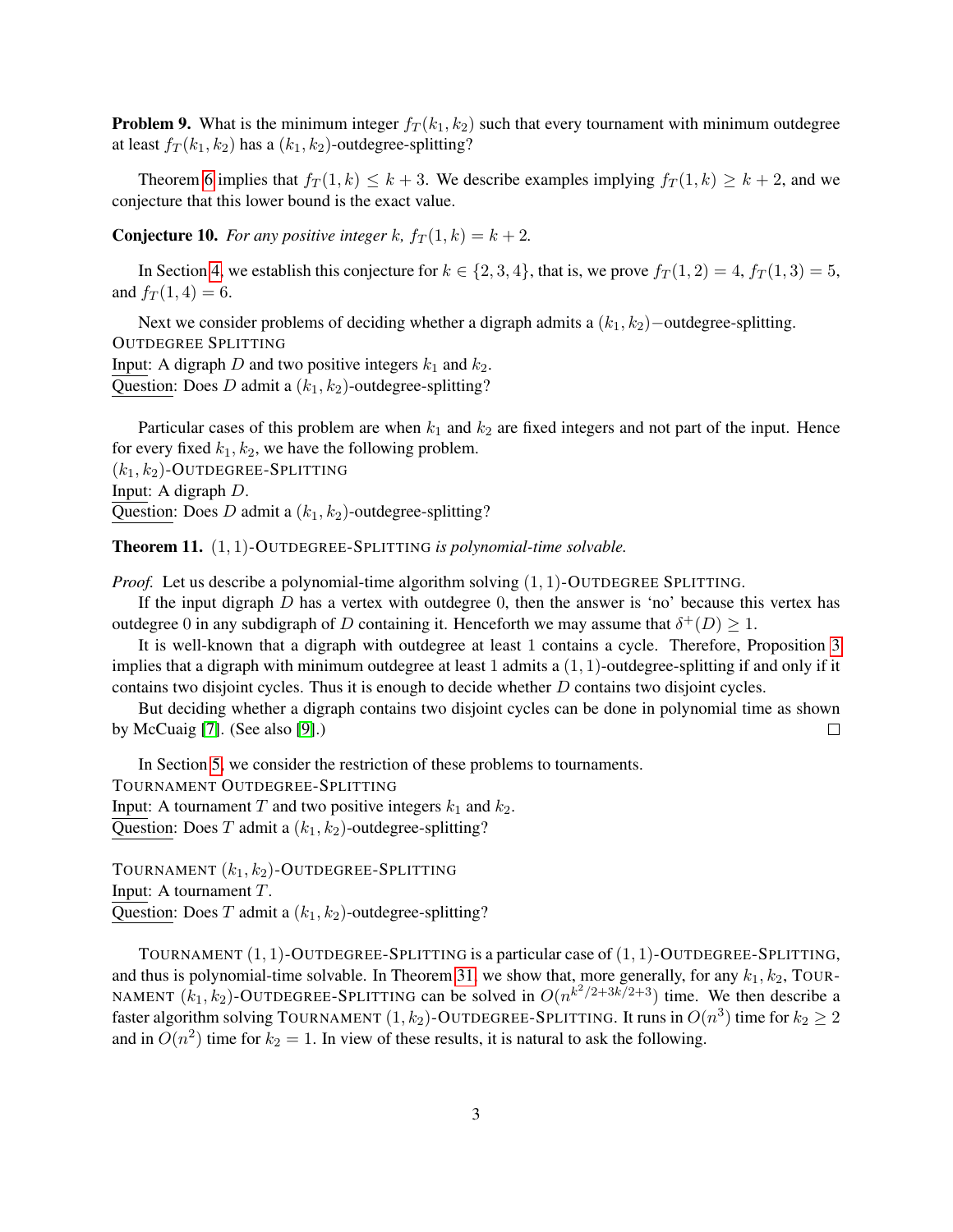**Problem 9.** What is the minimum integer $f_T(k_1, k_2)$ such that every tournament with minimum outdegree at least $f_T(k_1, k_2)$ has a $(k_1, k_2)$-outdegree-splitting?

Theorem 6 implies that $f_T(1, k) \leq k + 3$. We describe examples implying $f_T(1, k) \geq k + 2$, and we conjecture that this lower bound is the exact value.

**Conjecture 10.** *For any positive integer $k$, $f_T(1, k) = k + 2$.*

In Section 4, we establish this conjecture for $k \in \{2, 3, 4\}$, that is, we prove $f_T(1, 2) = 4$, $f_T(1, 3) = 5$, and $f_T(1, 4) = 6$.

Next we consider problems of deciding whether a digraph admits a $(k_1, k_2)-$outdegree-splitting.

OUTDEGREE SPLITTING
Input: A digraph $D$ and two positive integers $k_1$ and $k_2$.
Question: Does $D$ admit a $(k_1, k_2)$-outdegree-splitting?

Particular cases of this problem are when $k_1$ and $k_2$ are fixed integers and not part of the input. Hence for every fixed $k_1, k_2$, we have the following problem.

$(k_1, k_2)$-OUTDEGREE-SPLITTING
Input: A digraph $D$.
Question: Does $D$ admit a $(k_1, k_2)$-outdegree-splitting?

**Theorem 11.** $(1, 1)$-OUTDEGREE-SPLITTING *is polynomial-time solvable.*

*Proof.* Let us describe a polynomial-time algorithm solving $(1, 1)$-OUTDEGREE SPLITTING.

If the input digraph $D$ has a vertex with outdegree 0, then the answer is 'no' because this vertex has outdegree 0 in any subdigraph of $D$ containing it. Henceforth we may assume that $\delta^+(D) \geq 1$.

It is well-known that a digraph with outdegree at least 1 contains a cycle. Therefore, Proposition 3 implies that a digraph with minimum outdegree at least 1 admits a $(1, 1)$-outdegree-splitting if and only if it contains two disjoint cycles. Thus it is enough to decide whether $D$ contains two disjoint cycles.

But deciding whether a digraph contains two disjoint cycles can be done in polynomial time as shown by McCuaig [7]. (See also [9].) $\square$

In Section 5, we consider the restriction of these problems to tournaments.

TOURNAMENT OUTDEGREE-SPLITTING
Input: A tournament $T$ and two positive integers $k_1$ and $k_2$.
Question: Does $T$ admit a $(k_1, k_2)$-outdegree-splitting?

TOURNAMENT $(k_1, k_2)$-OUTDEGREE-SPLITTING
Input: A tournament $T$.
Question: Does $T$ admit a $(k_1, k_2)$-outdegree-splitting?

TOURNAMENT $(1, 1)$-OUTDEGREE-SPLITTING is a particular case of $(1, 1)$-OUTDEGREE-SPLITTING, and thus is polynomial-time solvable. In Theorem 31, we show that, more generally, for any $k_1, k_2$, TOURNAMENT $(k_1, k_2)$-OUTDEGREE-SPLITTING can be solved in $O(n^{k^2/2+3k/2+3})$ time. We then describe a faster algorithm solving TOURNAMENT $(1, k_2)$-OUTDEGREE-SPLITTING. It runs in $O(n^3)$ time for $k_2 \geq 2$ and in $O(n^2)$ time for $k_2 = 1$. In view of these results, it is natural to ask the following.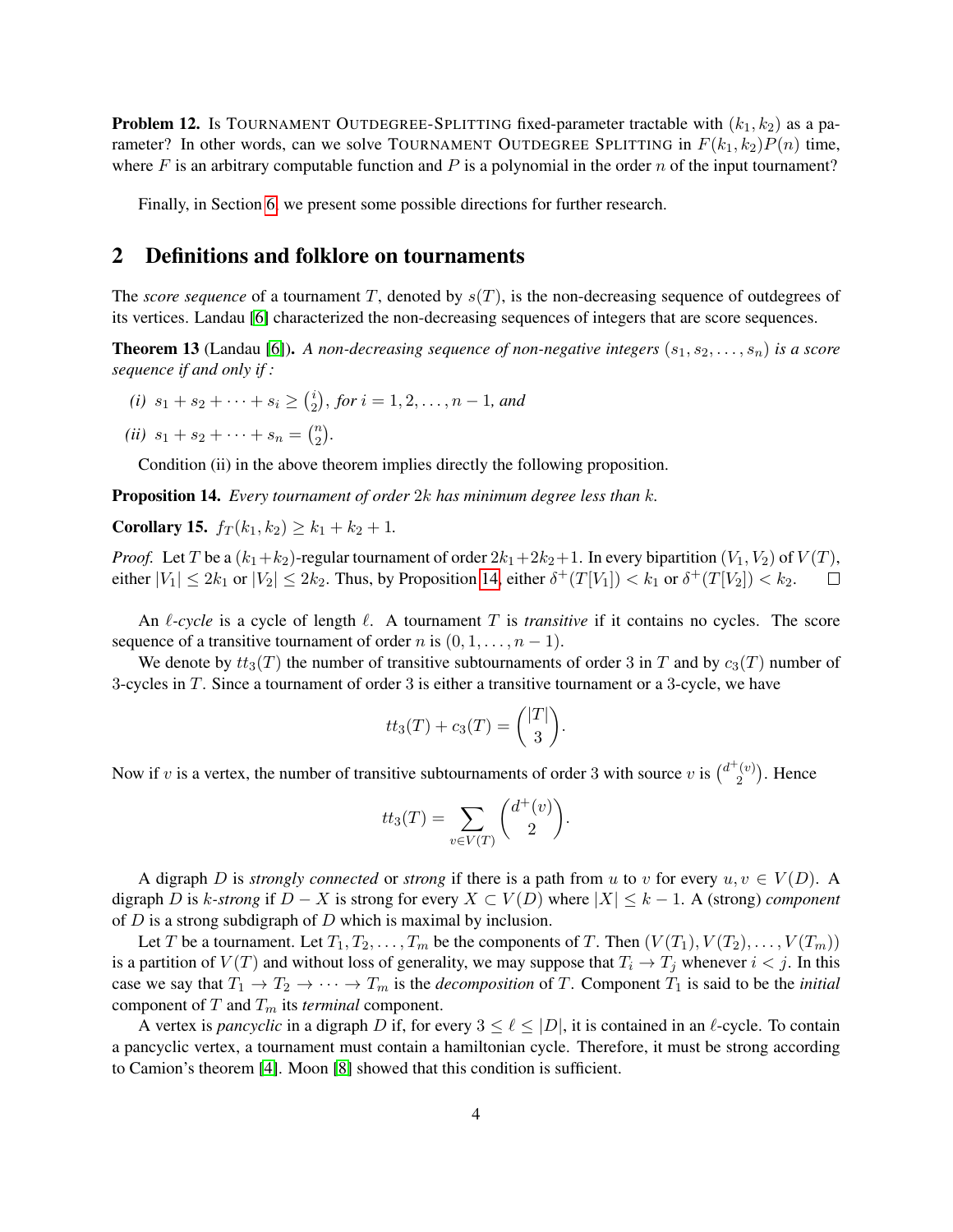**Problem 12.** Is TOURNAMENT OUTDEGREE-SPLITTING fixed-parameter tractable with $(k_1, k_2)$ as a parameter? In other words, can we solve TOURNAMENT OUTDEGREE SPLITTING in $F(k_1, k_2)P(n)$ time, where $F$ is an arbitrary computable function and $P$ is a polynomial in the order $n$ of the input tournament?

Finally, in Section 6, we present some possible directions for further research.

## 2 Definitions and folklore on tournaments

The *score sequence* of a tournament $T$, denoted by $s(T)$, is the non-decreasing sequence of outdegrees of its vertices. Landau [6] characterized the non-decreasing sequences of integers that are score sequences.

**Theorem 13** (Landau [6]). *A non-decreasing sequence of non-negative integers $(s_1, s_2, \ldots, s_n)$ is a score sequence if and only if :*

*(i)* $s_1 + s_2 + \cdots + s_i \geq \binom{i}{2}$, *for $i = 1, 2, \ldots, n-1$, and*

*(ii)* $s_1 + s_2 + \cdots + s_n = \binom{n}{2}$.

Condition (ii) in the above theorem implies directly the following proposition.

**Proposition 14.** *Every tournament of order $2k$ has minimum degree less than $k$.*

**Corollary 15.** $f_T(k_1, k_2) \geq k_1 + k_2 + 1$.

*Proof.* Let $T$ be a $(k_1+k_2)$-regular tournament of order $2k_1+2k_2+1$. In every bipartition $(V_1, V_2)$ of $V(T)$, either $|V_1| \leq 2k_1$ or $|V_2| \leq 2k_2$. Thus, by Proposition 14, either $\delta^+(T[V_1]) < k_1$ or $\delta^+(T[V_2]) < k_2$. □

An $\ell$*-cycle* is a cycle of length $\ell$. A tournament $T$ is *transitive* if it contains no cycles. The score sequence of a transitive tournament of order $n$ is $(0, 1, \ldots, n-1)$.

We denote by $tt_3(T)$ the number of transitive subtournaments of order 3 in $T$ and by $c_3(T)$ number of 3-cycles in $T$. Since a tournament of order 3 is either a transitive tournament or a 3-cycle, we have

$$tt_3(T) + c_3(T) = \binom{|T|}{3}.$$

Now if $v$ is a vertex, the number of transitive subtournaments of order 3 with source $v$ is $\binom{d^+(v)}{2}$. Hence

$$tt_3(T) = \sum_{v \in V(T)} \binom{d^+(v)}{2}.$$

A digraph $D$ is *strongly connected* or *strong* if there is a path from $u$ to $v$ for every $u, v \in V(D)$. A digraph $D$ is $k$*-strong* if $D - X$ is strong for every $X \subset V(D)$ where $|X| \leq k-1$. A (strong) *component* of $D$ is a strong subdigraph of $D$ which is maximal by inclusion.

Let $T$ be a tournament. Let $T_1, T_2, \ldots, T_m$ be the components of $T$. Then $(V(T_1), V(T_2), \ldots, V(T_m))$ is a partition of $V(T)$ and without loss of generality, we may suppose that $T_i \to T_j$ whenever $i < j$. In this case we say that $T_1 \to T_2 \to \cdots \to T_m$ is the *decomposition* of $T$. Component $T_1$ is said to be the *initial* component of $T$ and $T_m$ its *terminal* component.

A vertex is *pancyclic* in a digraph $D$ if, for every $3 \leq \ell \leq |D|$, it is contained in an $\ell$-cycle. To contain a pancyclic vertex, a tournament must contain a hamiltonian cycle. Therefore, it must be strong according to Camion's theorem [4]. Moon [8] showed that this condition is sufficient.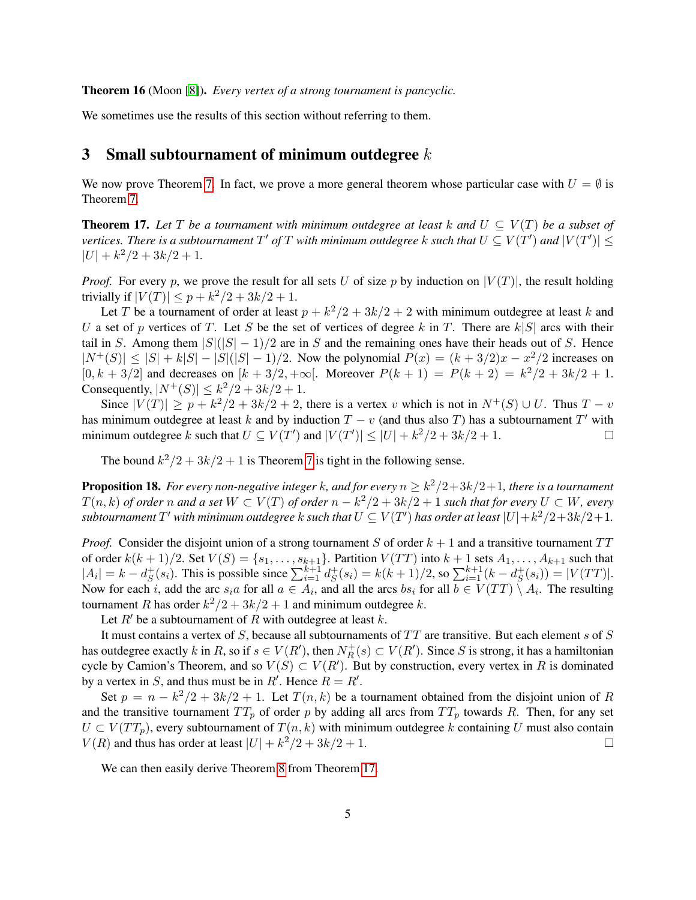**Theorem 16** (Moon [8]). *Every vertex of a strong tournament is pancyclic.*

We sometimes use the results of this section without referring to them.

## 3 Small subtournament of minimum outdegree $k$

We now prove Theorem 7. In fact, we prove a more general theorem whose particular case with $U = \emptyset$ is Theorem 7.

**Theorem 17.** *Let $T$ be a tournament with minimum outdegree at least $k$ and $U \subseteq V(T)$ be a subset of vertices. There is a subtournament $T'$ of $T$ with minimum outdegree $k$ such that $U \subseteq V(T')$ and $|V(T')| \leq |U| + k^2/2 + 3k/2 + 1$.*

*Proof.* For every $p$, we prove the result for all sets $U$ of size $p$ by induction on $|V(T)|$, the result holding trivially if $|V(T)| \leq p + k^2/2 + 3k/2 + 1$.

Let $T$ be a tournament of order at least $p + k^2/2 + 3k/2 + 2$ with minimum outdegree at least $k$ and $U$ a set of $p$ vertices of $T$. Let $S$ be the set of vertices of degree $k$ in $T$. There are $k|S|$ arcs with their tail in $S$. Among them $|S|(|S|-1)/2$ are in $S$ and the remaining ones have their heads out of $S$. Hence $|N^+(S)| \leq |S| + k|S| - |S|(|S|-1)/2$. Now the polynomial $P(x) = (k + 3/2)x - x^2/2$ increases on $[0, k + 3/2]$ and decreases on $[k + 3/2, +\infty[$. Moreover $P(k + 1) = P(k + 2) = k^2/2 + 3k/2 + 1$. Consequently, $|N^+(S)| \leq k^2/2 + 3k/2 + 1$.

Since $|V(T)| \geq p + k^2/2 + 3k/2 + 2$, there is a vertex $v$ which is not in $N^+(S) \cup U$. Thus $T - v$ has minimum outdegree at least $k$ and by induction $T - v$ (and thus also $T$) has a subtournament $T'$ with minimum outdegree $k$ such that $U \subseteq V(T')$ and $|V(T')| \leq |U| + k^2/2 + 3k/2 + 1$. □

The bound $k^2/2 + 3k/2 + 1$ is Theorem 7 is tight in the following sense.

**Proposition 18.** *For every non-negative integer $k$, and for every $n \geq k^2/2+3k/2+1$, there is a tournament $T(n, k)$ of order $n$ and a set $W \subset V(T)$ of order $n - k^2/2 + 3k/2 + 1$ such that for every $U \subset W$, every subtournament $T'$ with minimum outdegree $k$ such that $U \subseteq V(T')$ has order at least $|U|+k^2/2+3k/2+1$.*

*Proof.* Consider the disjoint union of a strong tournament $S$ of order $k + 1$ and a transitive tournament $TT$ of order $k(k + 1)/2$. Set $V(S) = \{s_1, \ldots, s_{k+1}\}$. Partition $V(TT)$ into $k + 1$ sets $A_1, \ldots, A_{k+1}$ such that $|A_i| = k - d^+_S(s_i)$. This is possible since $\sum_{i=1}^{k+1} d^+_S(s_i) = k(k+1)/2$, so $\sum_{i=1}^{k+1}(k - d^+_S(s_i)) = |V(TT)|$. Now for each $i$, add the arc $s_i a$ for all $a \in A_i$, and all the arcs $bs_i$ for all $b \in V(TT) \setminus A_i$. The resulting tournament $R$ has order $k^2/2 + 3k/2 + 1$ and minimum outdegree $k$.

Let $R'$ be a subtournament of $R$ with outdegree at least $k$.

It must contains a vertex of $S$, because all subtournaments of $TT$ are transitive. But each element $s$ of $S$ has outdegree exactly $k$ in $R$, so if $s \in V(R')$, then $N^+_R(s) \subset V(R')$. Since $S$ is strong, it has a hamiltonian cycle by Camion's Theorem, and so $V(S) \subset V(R')$. But by construction, every vertex in $R$ is dominated by a vertex in $S$, and thus must be in $R'$. Hence $R = R'$.

Set $p = n - k^2/2 + 3k/2 + 1$. Let $T(n, k)$ be a tournament obtained from the disjoint union of $R$ and the transitive tournament $TT_p$ of order $p$ by adding all arcs from $TT_p$ towards $R$. Then, for any set $U \subset V(TT_p)$, every subtournament of $T(n, k)$ with minimum outdegree $k$ containing $U$ must also contain $V(R)$ and thus has order at least $|U| + k^2/2 + 3k/2 + 1$. □

We can then easily derive Theorem 8 from Theorem 17.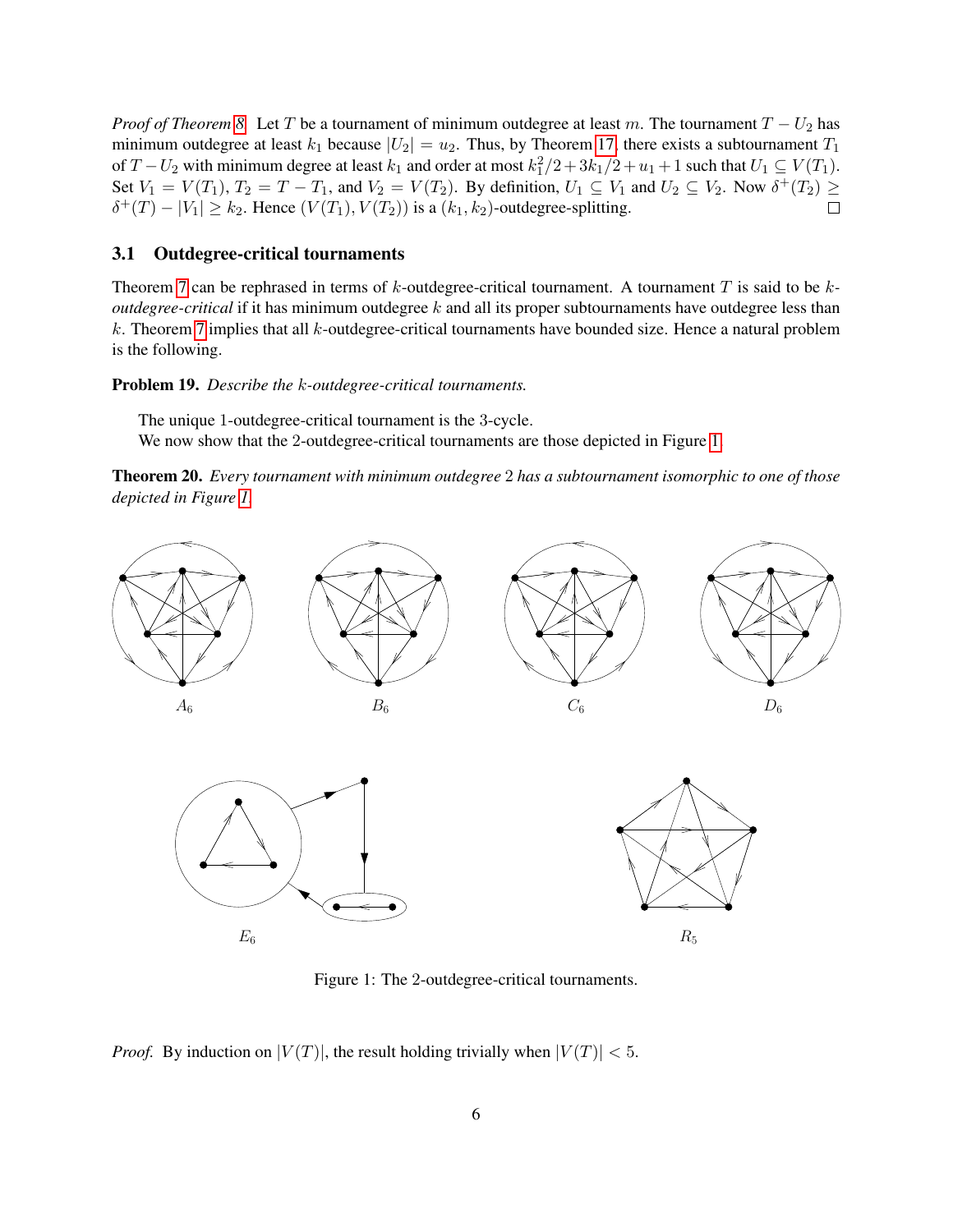*Proof of Theorem 8.* Let $T$ be a tournament of minimum outdegree at least $m$. The tournament $T - U_2$ has minimum outdegree at least $k_1$ because $|U_2| = u_2$. Thus, by Theorem 17, there exists a subtournament $T_1$ of $T - U_2$ with minimum degree at least $k_1$ and order at most $k_1^2/2 + 3k_1/2 + u_1 + 1$ such that $U_1 \subseteq V(T_1)$. Set $V_1 = V(T_1)$, $T_2 = T - T_1$, and $V_2 = V(T_2)$. By definition, $U_1 \subseteq V_1$ and $U_2 \subseteq V_2$. Now $\delta^+(T_2) \geq \delta^+(T) - |V_1| \geq k_2$. Hence $(V(T_1), V(T_2))$ is a $(k_1, k_2)$-outdegree-splitting. □

### 3.1 Outdegree-critical tournaments

Theorem 7 can be rephrased in terms of $k$-outdegree-critical tournament. A tournament $T$ is said to be $k$-*outdegree-critical* if it has minimum outdegree $k$ and all its proper subtournaments have outdegree less than $k$. Theorem 7 implies that all $k$-outdegree-critical tournaments have bounded size. Hence a natural problem is the following.

**Problem 19.** *Describe the $k$-outdegree-critical tournaments.*

The unique 1-outdegree-critical tournament is the 3-cycle.

We now show that the 2-outdegree-critical tournaments are those depicted in Figure 1.

**Theorem 20.** *Every tournament with minimum outdegree 2 has a subtournament isomorphic to one of those depicted in Figure 1.*

$A_6$ $B_6$ $C_6$ $D_6$

$E_6$ $R_5$

Figure 1: The 2-outdegree-critical tournaments.

*Proof.* By induction on $|V(T)|$, the result holding trivially when $|V(T)| < 5$.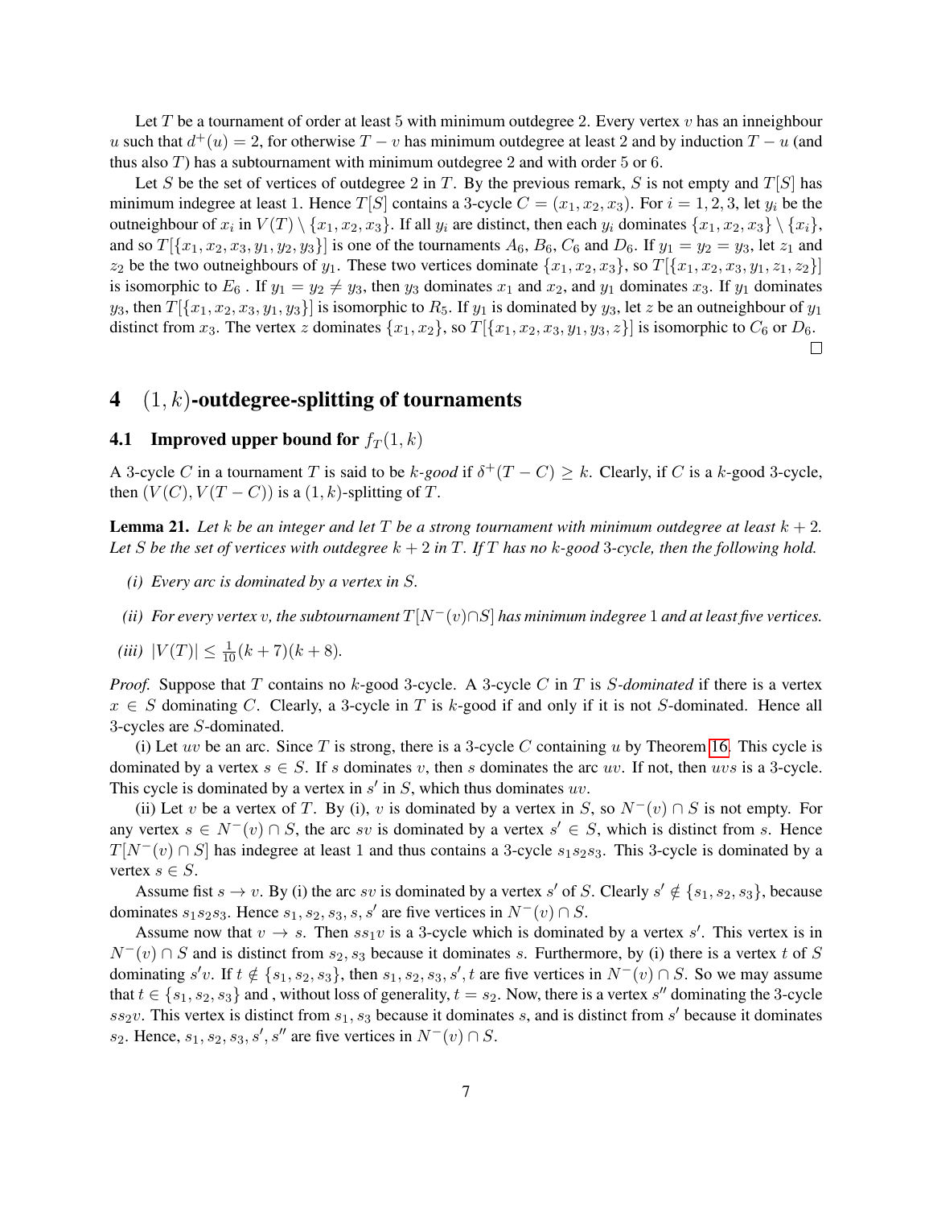Let $T$ be a tournament of order at least 5 with minimum outdegree 2. Every vertex $v$ has an inneighbour $u$ such that $d^+(u) = 2$, for otherwise $T - v$ has minimum outdegree at least 2 and by induction $T - u$ (and thus also $T$) has a subtournament with minimum outdegree 2 and with order 5 or 6.

Let $S$ be the set of vertices of outdegree 2 in $T$. By the previous remark, $S$ is not empty and $T[S]$ has minimum indegree at least 1. Hence $T[S]$ contains a 3-cycle $C = (x_1, x_2, x_3)$. For $i = 1, 2, 3$, let $y_i$ be the outneighbour of $x_i$ in $V(T) \setminus \{x_1, x_2, x_3\}$. If all $y_i$ are distinct, then each $y_i$ dominates $\{x_1, x_2, x_3\} \setminus \{x_i\}$, and so $T[\{x_1, x_2, x_3, y_1, y_2, y_3\}]$ is one of the tournaments $A_6$, $B_6$, $C_6$ and $D_6$. If $y_1 = y_2 = y_3$, let $z_1$ and $z_2$ be the two outneighbours of $y_1$. These two vertices dominate $\{x_1, x_2, x_3\}$, so $T[\{x_1, x_2, x_3, y_1, z_1, z_2\}]$ is isomorphic to $E_6$ . If $y_1 = y_2 \neq y_3$, then $y_3$ dominates $x_1$ and $x_2$, and $y_1$ dominates $x_3$. If $y_1$ dominates $y_3$, then $T[\{x_1, x_2, x_3, y_1, y_3\}]$ is isomorphic to $R_5$. If $y_1$ is dominated by $y_3$, let $z$ be an outneighbour of $y_1$ distinct from $x_3$. The vertex $z$ dominates $\{x_1, x_2\}$, so $T[\{x_1, x_2, x_3, y_1, y_3, z\}]$ is isomorphic to $C_6$ or $D_6$. □

# 4 $(1, k)$-outdegree-splitting of tournaments

## 4.1 Improved upper bound for $f_T(1, k)$

A 3-cycle $C$ in a tournament $T$ is said to be $k$-*good* if $\delta^+(T - C) \geq k$. Clearly, if $C$ is a $k$-good 3-cycle, then $(V(C), V(T - C))$ is a $(1, k)$-splitting of $T$.

**Lemma 21.** *Let $k$ be an integer and let $T$ be a strong tournament with minimum outdegree at least $k + 2$. Let $S$ be the set of vertices with outdegree $k + 2$ in $T$. If $T$ has no $k$-good 3-cycle, then the following hold.*

*(i) Every arc is dominated by a vertex in $S$.*

*(ii) For every vertex $v$, the subtournament $T[N^-(v) \cap S]$ has minimum indegree 1 and at least five vertices.*

*(iii) $|V(T)| \leq \frac{1}{10}(k + 7)(k + 8)$.*

*Proof.* Suppose that $T$ contains no $k$-good 3-cycle. A 3-cycle $C$ in $T$ is $S$-*dominated* if there is a vertex $x \in S$ dominating $C$. Clearly, a 3-cycle in $T$ is $k$-good if and only if it is not $S$-dominated. Hence all 3-cycles are $S$-dominated.

(i) Let $uv$ be an arc. Since $T$ is strong, there is a 3-cycle $C$ containing $u$ by Theorem 16. This cycle is dominated by a vertex $s \in S$. If $s$ dominates $v$, then $s$ dominates the arc $uv$. If not, then $uvs$ is a 3-cycle. This cycle is dominated by a vertex in $s'$ in $S$, which thus dominates $uv$.

(ii) Let $v$ be a vertex of $T$. By (i), $v$ is dominated by a vertex in $S$, so $N^-(v) \cap S$ is not empty. For any vertex $s \in N^-(v) \cap S$, the arc $sv$ is dominated by a vertex $s' \in S$, which is distinct from $s$. Hence $T[N^-(v) \cap S]$ has indegree at least 1 and thus contains a 3-cycle $s_1 s_2 s_3$. This 3-cycle is dominated by a vertex $s \in S$.

Assume fist $s \rightarrow v$. By (i) the arc $sv$ is dominated by a vertex $s'$ of $S$. Clearly $s' \notin \{s_1, s_2, s_3\}$, because dominates $s_1 s_2 s_3$. Hence $s_1, s_2, s_3, s, s'$ are five vertices in $N^-(v) \cap S$.

Assume now that $v \rightarrow s$. Then $s s_1 v$ is a 3-cycle which is dominated by a vertex $s'$. This vertex is in $N^-(v) \cap S$ and is distinct from $s_2, s_3$ because it dominates $s$. Furthermore, by (i) there is a vertex $t$ of $S$ dominating $s'v$. If $t \notin \{s_1, s_2, s_3\}$, then $s_1, s_2, s_3, s', t$ are five vertices in $N^-(v) \cap S$. So we may assume that $t \in \{s_1, s_2, s_3\}$ and , without loss of generality, $t = s_2$. Now, there is a vertex $s''$ dominating the 3-cycle $s s_2 v$. This vertex is distinct from $s_1, s_3$ because it dominates $s$, and is distinct from $s'$ because it dominates $s_2$. Hence, $s_1, s_2, s_3, s', s''$ are five vertices in $N^-(v) \cap S$.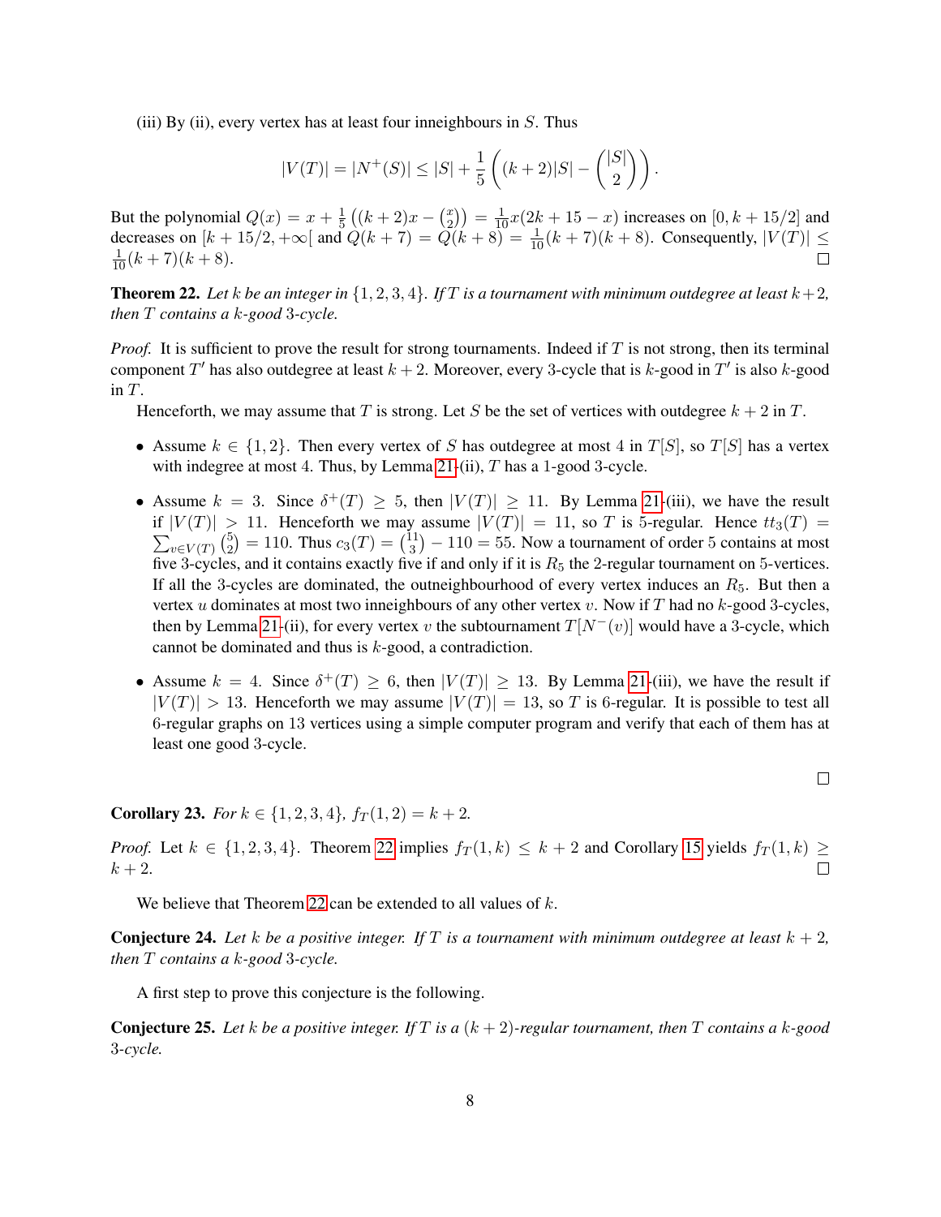(iii) By (ii), every vertex has at least four inneighbours in $S$. Thus

$$|V(T)| = |N^+(S)| \le |S| + \frac{1}{5}\left((k+2)|S| - \binom{|S|}{2}\right).$$

But the polynomial $Q(x) = x + \frac{1}{5}\left((k+2)x - \binom{x}{2}\right) = \frac{1}{10}x(2k+15-x)$ increases on $[0, k+15/2]$ and decreases on $[k+15/2, +\infty[$ and $Q(k+7) = Q(k+8) = \frac{1}{10}(k+7)(k+8)$. Consequently, $|V(T)| \le \frac{1}{10}(k+7)(k+8)$. □

**Theorem 22.** *Let $k$ be an integer in $\{1,2,3,4\}$. If $T$ is a tournament with minimum outdegree at least $k+2$, then $T$ contains a $k$-good 3-cycle.*

*Proof.* It is sufficient to prove the result for strong tournaments. Indeed if $T$ is not strong, then its terminal component $T'$ has also outdegree at least $k+2$. Moreover, every 3-cycle that is $k$-good in $T'$ is also $k$-good in $T$.

Henceforth, we may assume that $T$ is strong. Let $S$ be the set of vertices with outdegree $k+2$ in $T$.

- Assume $k \in \{1,2\}$. Then every vertex of $S$ has outdegree at most 4 in $T[S]$, so $T[S]$ has a vertex with indegree at most 4. Thus, by Lemma 21-(ii), $T$ has a 1-good 3-cycle.
- Assume $k = 3$. Since $\delta^+(T) \ge 5$, then $|V(T)| \ge 11$. By Lemma 21-(iii), we have the result if $|V(T)| > 11$. Henceforth we may assume $|V(T)| = 11$, so $T$ is 5-regular. Hence $tt_3(T) = \sum_{v \in V(T)} \binom{5}{2} = 110$. Thus $c_3(T) = \binom{11}{3} - 110 = 55$. Now a tournament of order 5 contains at most five 3-cycles, and it contains exactly five if and only if it is $R_5$ the 2-regular tournament on 5-vertices. If all the 3-cycles are dominated, the outneighbourhood of every vertex induces an $R_5$. But then a vertex $u$ dominates at most two inneighbours of any other vertex $v$. Now if $T$ had no $k$-good 3-cycles, then by Lemma 21-(ii), for every vertex $v$ the subtournament $T[N^-(v)]$ would have a 3-cycle, which cannot be dominated and thus is $k$-good, a contradiction.
- Assume $k = 4$. Since $\delta^+(T) \ge 6$, then $|V(T)| \ge 13$. By Lemma 21-(iii), we have the result if $|V(T)| > 13$. Henceforth we may assume $|V(T)| = 13$, so $T$ is 6-regular. It is possible to test all 6-regular graphs on 13 vertices using a simple computer program and verify that each of them has at least one good 3-cycle.

□

**Corollary 23.** *For $k \in \{1,2,3,4\}$, $f_T(1,2) = k+2$.*

*Proof.* Let $k \in \{1,2,3,4\}$. Theorem 22 implies $f_T(1,k) \le k+2$ and Corollary 15 yields $f_T(1,k) \ge k+2$. □

We believe that Theorem 22 can be extended to all values of $k$.

**Conjecture 24.** *Let $k$ be a positive integer. If $T$ is a tournament with minimum outdegree at least $k+2$, then $T$ contains a $k$-good 3-cycle.*

A first step to prove this conjecture is the following.

**Conjecture 25.** *Let $k$ be a positive integer. If $T$ is a $(k+2)$-regular tournament, then $T$ contains a $k$-good 3-cycle.*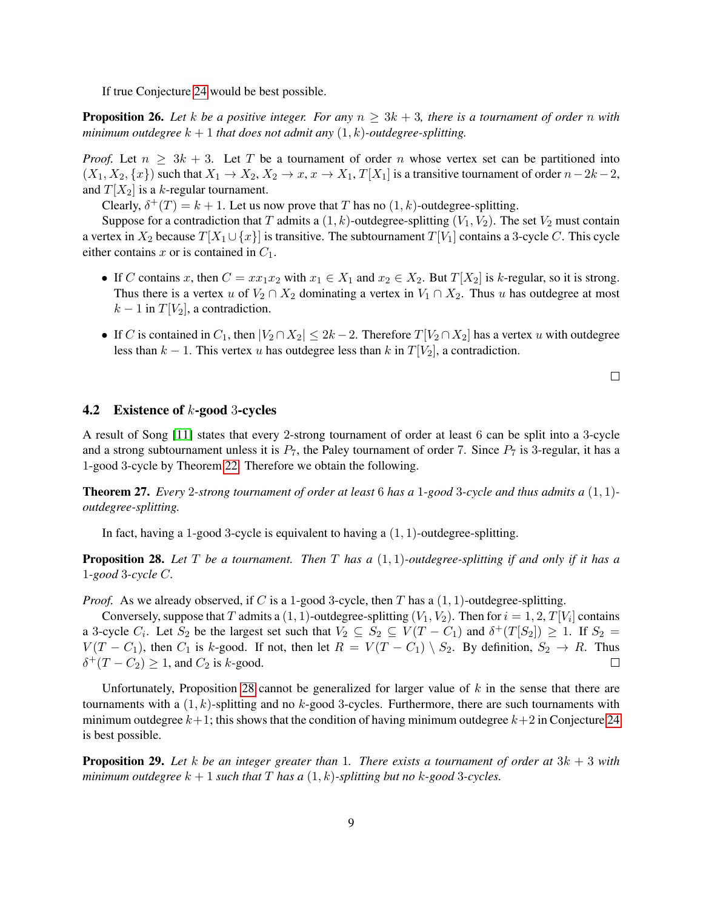If true Conjecture 24 would be best possible.

**Proposition 26.** *Let $k$ be a positive integer. For any $n \geq 3k+3$, there is a tournament of order $n$ with minimum outdegree $k+1$ that does not admit any $(1,k)$-outdegree-splitting.*

*Proof.* Let $n \geq 3k+3$. Let $T$ be a tournament of order $n$ whose vertex set can be partitioned into $(X_1, X_2, \{x\})$ such that $X_1 \to X_2$, $X_2 \to x$, $x \to X_1$, $T[X_1]$ is a transitive tournament of order $n-2k-2$, and $T[X_2]$ is a $k$-regular tournament.

Clearly, $\delta^+(T) = k+1$. Let us now prove that $T$ has no $(1,k)$-outdegree-splitting.

Suppose for a contradiction that $T$ admits a $(1,k)$-outdegree-splitting $(V_1, V_2)$. The set $V_2$ must contain a vertex in $X_2$ because $T[X_1 \cup \{x\}]$ is transitive. The subtournament $T[V_1]$ contains a 3-cycle $C$. This cycle either contains $x$ or is contained in $C_1$.

- If $C$ contains $x$, then $C = xx_1x_2$ with $x_1 \in X_1$ and $x_2 \in X_2$. But $T[X_2]$ is $k$-regular, so it is strong. Thus there is a vertex $u$ of $V_2 \cap X_2$ dominating a vertex in $V_1 \cap X_2$. Thus $u$ has outdegree at most $k-1$ in $T[V_2]$, a contradiction.
- If $C$ is contained in $C_1$, then $|V_2 \cap X_2| \leq 2k-2$. Therefore $T[V_2 \cap X_2]$ has a vertex $u$ with outdegree less than $k-1$. This vertex $u$ has outdegree less than $k$ in $T[V_2]$, a contradiction.

$\square$

### 4.2 Existence of $k$-good 3-cycles

A result of Song [11] states that every 2-strong tournament of order at least 6 can be split into a 3-cycle and a strong subtournament unless it is $P_7$, the Paley tournament of order 7. Since $P_7$ is 3-regular, it has a 1-good 3-cycle by Theorem 22. Therefore we obtain the following.

**Theorem 27.** *Every 2-strong tournament of order at least 6 has a 1-good 3-cycle and thus admits a $(1,1)$-outdegree-splitting.*

In fact, having a 1-good 3-cycle is equivalent to having a $(1,1)$-outdegree-splitting.

**Proposition 28.** *Let $T$ be a tournament. Then $T$ has a $(1,1)$-outdegree-splitting if and only if it has a 1-good 3-cycle $C$.*

*Proof.* As we already observed, if $C$ is a 1-good 3-cycle, then $T$ has a $(1,1)$-outdegree-splitting.

Conversely, suppose that $T$ admits a $(1,1)$-outdegree-splitting $(V_1, V_2)$. Then for $i = 1,2$, $T[V_i]$ contains a 3-cycle $C_i$. Let $S_2$ be the largest set such that $V_2 \subseteq S_2 \subseteq V(T - C_1)$ and $\delta^+(T[S_2]) \geq 1$. If $S_2 = V(T - C_1)$, then $C_1$ is $k$-good. If not, then let $R = V(T - C_1) \setminus S_2$. By definition, $S_2 \to R$. Thus $\delta^+(T - C_2) \geq 1$, and $C_2$ is $k$-good. $\square$

Unfortunately, Proposition 28 cannot be generalized for larger value of $k$ in the sense that there are tournaments with a $(1,k)$-splitting and no $k$-good 3-cycles. Furthermore, there are such tournaments with minimum outdegree $k+1$; this shows that the condition of having minimum outdegree $k+2$ in Conjecture 24 is best possible.

**Proposition 29.** *Let $k$ be an integer greater than 1. There exists a tournament of order at $3k+3$ with minimum outdegree $k+1$ such that $T$ has a $(1,k)$-splitting but no $k$-good 3-cycles.*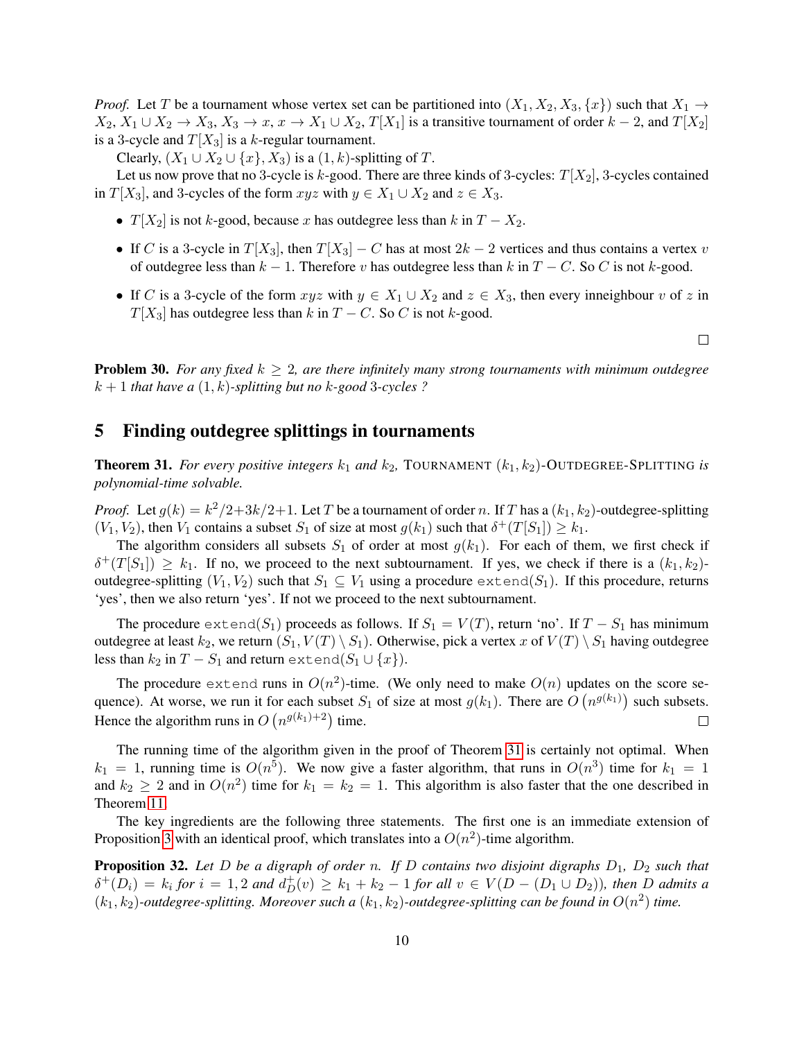*Proof.* Let $T$ be a tournament whose vertex set can be partitioned into $(X_1, X_2, X_3, \{x\})$ such that $X_1 \to X_2$, $X_1 \cup X_2 \to X_3$, $X_3 \to x$, $x \to X_1 \cup X_2$, $T[X_1]$ is a transitive tournament of order $k-2$, and $T[X_2]$ is a 3-cycle and $T[X_3]$ is a $k$-regular tournament.

Clearly, $(X_1 \cup X_2 \cup \{x\}, X_3)$ is a $(1,k)$-splitting of $T$.

Let us now prove that no 3-cycle is $k$-good. There are three kinds of 3-cycles: $T[X_2]$, 3-cycles contained in $T[X_3]$, and 3-cycles of the form $xyz$ with $y \in X_1 \cup X_2$ and $z \in X_3$.

- $T[X_2]$ is not $k$-good, because $x$ has outdegree less than $k$ in $T - X_2$.
- If $C$ is a 3-cycle in $T[X_3]$, then $T[X_3] - C$ has at most $2k-2$ vertices and thus contains a vertex $v$ of outdegree less than $k-1$. Therefore $v$ has outdegree less than $k$ in $T - C$. So $C$ is not $k$-good.
- If $C$ is a 3-cycle of the form $xyz$ with $y \in X_1 \cup X_2$ and $z \in X_3$, then every inneighbour $v$ of $z$ in $T[X_3]$ has outdegree less than $k$ in $T - C$. So $C$ is not $k$-good.

□

**Problem 30.** *For any fixed $k \geq 2$, are there infinitely many strong tournaments with minimum outdegree $k+1$ that have a $(1,k)$-splitting but no $k$-good 3-cycles ?*

## 5 Finding outdegree splittings in tournaments

**Theorem 31.** *For every positive integers $k_1$ and $k_2$,* TOURNAMENT $(k_1, k_2)$-OUTDEGREE-SPLITTING *is polynomial-time solvable.*

*Proof.* Let $g(k) = k^2/2 + 3k/2 + 1$. Let $T$ be a tournament of order $n$. If $T$ has a $(k_1, k_2)$-outdegree-splitting $(V_1, V_2)$, then $V_1$ contains a subset $S_1$ of size at most $g(k_1)$ such that $\delta^+(T[S_1]) \geq k_1$.

The algorithm considers all subsets $S_1$ of order at most $g(k_1)$. For each of them, we first check if $\delta^+(T[S_1]) \geq k_1$. If no, we proceed to the next subtournament. If yes, we check if there is a $(k_1, k_2)$-outdegree-splitting $(V_1, V_2)$ such that $S_1 \subseteq V_1$ using a procedure `extend`$(S_1)$. If this procedure, returns 'yes', then we also return 'yes'. If not we proceed to the next subtournament.

The procedure `extend`$(S_1)$ proceeds as follows. If $S_1 = V(T)$, return 'no'. If $T - S_1$ has minimum outdegree at least $k_2$, we return $(S_1, V(T) \setminus S_1)$. Otherwise, pick a vertex $x$ of $V(T) \setminus S_1$ having outdegree less than $k_2$ in $T - S_1$ and return `extend`$(S_1 \cup \{x\})$.

The procedure `extend` runs in $O(n^2)$-time. (We only need to make $O(n)$ updates on the score sequence). At worse, we run it for each subset $S_1$ of size at most $g(k_1)$. There are $O\left(n^{g(k_1)}\right)$ such subsets. Hence the algorithm runs in $O\left(n^{g(k_1)+2}\right)$ time. □

The running time of the algorithm given in the proof of Theorem 31 is certainly not optimal. When $k_1 = 1$, running time is $O(n^5)$. We now give a faster algorithm, that runs in $O(n^3)$ time for $k_1 = 1$ and $k_2 \geq 2$ and in $O(n^2)$ time for $k_1 = k_2 = 1$. This algorithm is also faster that the one described in Theorem 11.

The key ingredients are the following three statements. The first one is an immediate extension of Proposition 3 with an identical proof, which translates into a $O(n^2)$-time algorithm.

**Proposition 32.** *Let $D$ be a digraph of order $n$. If $D$ contains two disjoint digraphs $D_1$, $D_2$ such that $\delta^+(D_i) = k_i$ for $i = 1, 2$ and $d^+_D(v) \geq k_1 + k_2 - 1$ for all $v \in V(D - (D_1 \cup D_2))$, then $D$ admits a $(k_1, k_2)$-outdegree-splitting. Moreover such a $(k_1, k_2)$-outdegree-splitting can be found in $O(n^2)$ time.*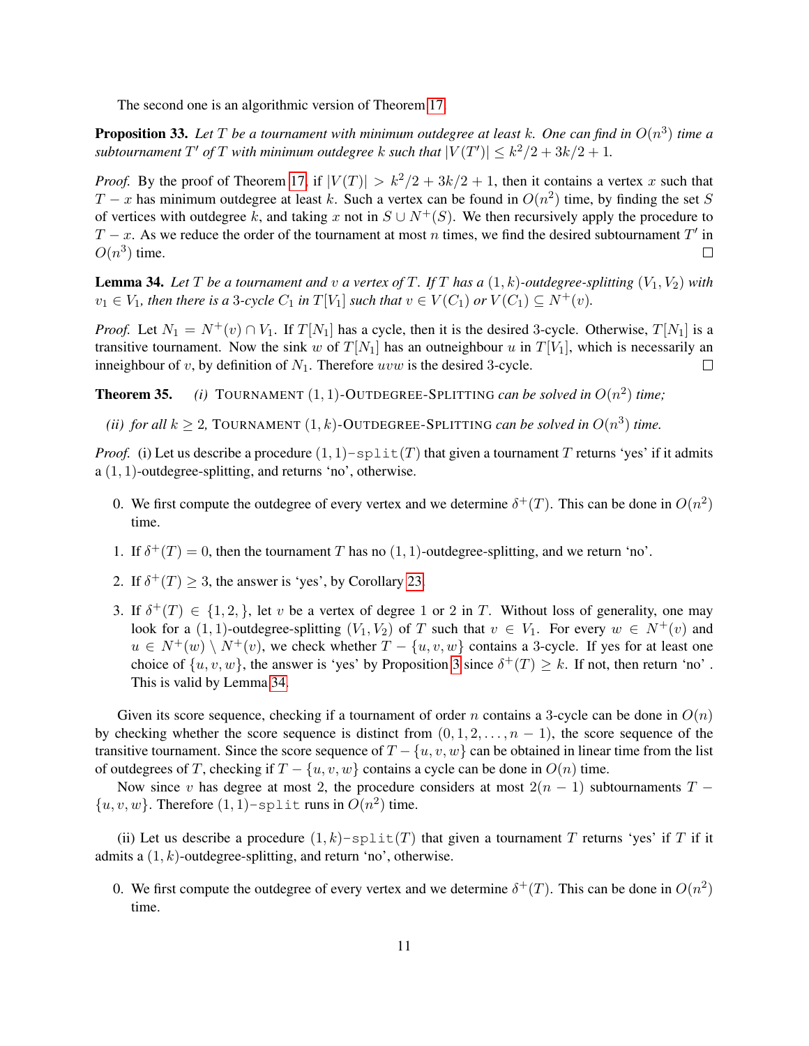The second one is an algorithmic version of Theorem 17.

**Proposition 33.** *Let $T$ be a tournament with minimum outdegree at least $k$. One can find in $O(n^3)$ time a subtournament $T'$ of $T$ with minimum outdegree $k$ such that $|V(T')| \leq k^2/2 + 3k/2 + 1$.*

*Proof.* By the proof of Theorem 17, if $|V(T)| > k^2/2 + 3k/2 + 1$, then it contains a vertex $x$ such that $T - x$ has minimum outdegree at least $k$. Such a vertex can be found in $O(n^2)$ time, by finding the set $S$ of vertices with outdegree $k$, and taking $x$ not in $S \cup N^+(S)$. We then recursively apply the procedure to $T - x$. As we reduce the order of the tournament at most $n$ times, we find the desired subtournament $T'$ in $O(n^3)$ time. □

**Lemma 34.** *Let $T$ be a tournament and $v$ a vertex of $T$. If $T$ has a $(1, k)$-outdegree-splitting $(V_1, V_2)$ with $v_1 \in V_1$, then there is a 3-cycle $C_1$ in $T[V_1]$ such that $v \in V(C_1)$ or $V(C_1) \subseteq N^+(v)$.*

*Proof.* Let $N_1 = N^+(v) \cap V_1$. If $T[N_1]$ has a cycle, then it is the desired 3-cycle. Otherwise, $T[N_1]$ is a transitive tournament. Now the sink $w$ of $T[N_1]$ has an outneighbour $u$ in $T[V_1]$, which is necessarily an inneighbour of $v$, by definition of $N_1$. Therefore $uvw$ is the desired 3-cycle. □

**Theorem 35.** *(i)* TOURNAMENT $(1, 1)$-OUTDEGREE-SPLITTING *can be solved in $O(n^2)$ time;*

*(ii) for all $k \geq 2$,* TOURNAMENT $(1, k)$-OUTDEGREE-SPLITTING *can be solved in $O(n^3)$ time.*

*Proof.* (i) Let us describe a procedure $(1, 1)$-`split`$(T)$ that given a tournament $T$ returns 'yes' if it admits a $(1, 1)$-outdegree-splitting, and returns 'no', otherwise.

0. We first compute the outdegree of every vertex and we determine $\delta^+(T)$. This can be done in $O(n^2)$ time.
1. If $\delta^+(T) = 0$, then the tournament $T$ has no $(1, 1)$-outdegree-splitting, and we return 'no'.
2. If $\delta^+(T) \geq 3$, the answer is 'yes', by Corollary 23.
3. If $\delta^+(T) \in \{1, 2, \}$, let $v$ be a vertex of degree 1 or 2 in $T$. Without loss of generality, one may look for a $(1, 1)$-outdegree-splitting $(V_1, V_2)$ of $T$ such that $v \in V_1$. For every $w \in N^+(v)$ and $u \in N^+(w) \setminus N^+(v)$, we check whether $T - \{u, v, w\}$ contains a 3-cycle. If yes for at least one choice of $\{u, v, w\}$, the answer is 'yes' by Proposition 3 since $\delta^+(T) \geq k$. If not, then return 'no' . This is valid by Lemma 34.

Given its score sequence, checking if a tournament of order $n$ contains a 3-cycle can be done in $O(n)$ by checking whether the score sequence is distinct from $(0, 1, 2, \dots, n-1)$, the score sequence of the transitive tournament. Since the score sequence of $T - \{u, v, w\}$ can be obtained in linear time from the list of outdegrees of $T$, checking if $T - \{u, v, w\}$ contains a cycle can be done in $O(n)$ time.

Now since $v$ has degree at most 2, the procedure considers at most $2(n-1)$ subtournaments $T - \{u, v, w\}$. Therefore $(1, 1)$-`split` runs in $O(n^2)$ time.

(ii) Let us describe a procedure $(1, k)$-`split`$(T)$ that given a tournament $T$ returns 'yes' if $T$ if it admits a $(1, k)$-outdegree-splitting, and return 'no', otherwise.

0. We first compute the outdegree of every vertex and we determine $\delta^+(T)$. This can be done in $O(n^2)$ time.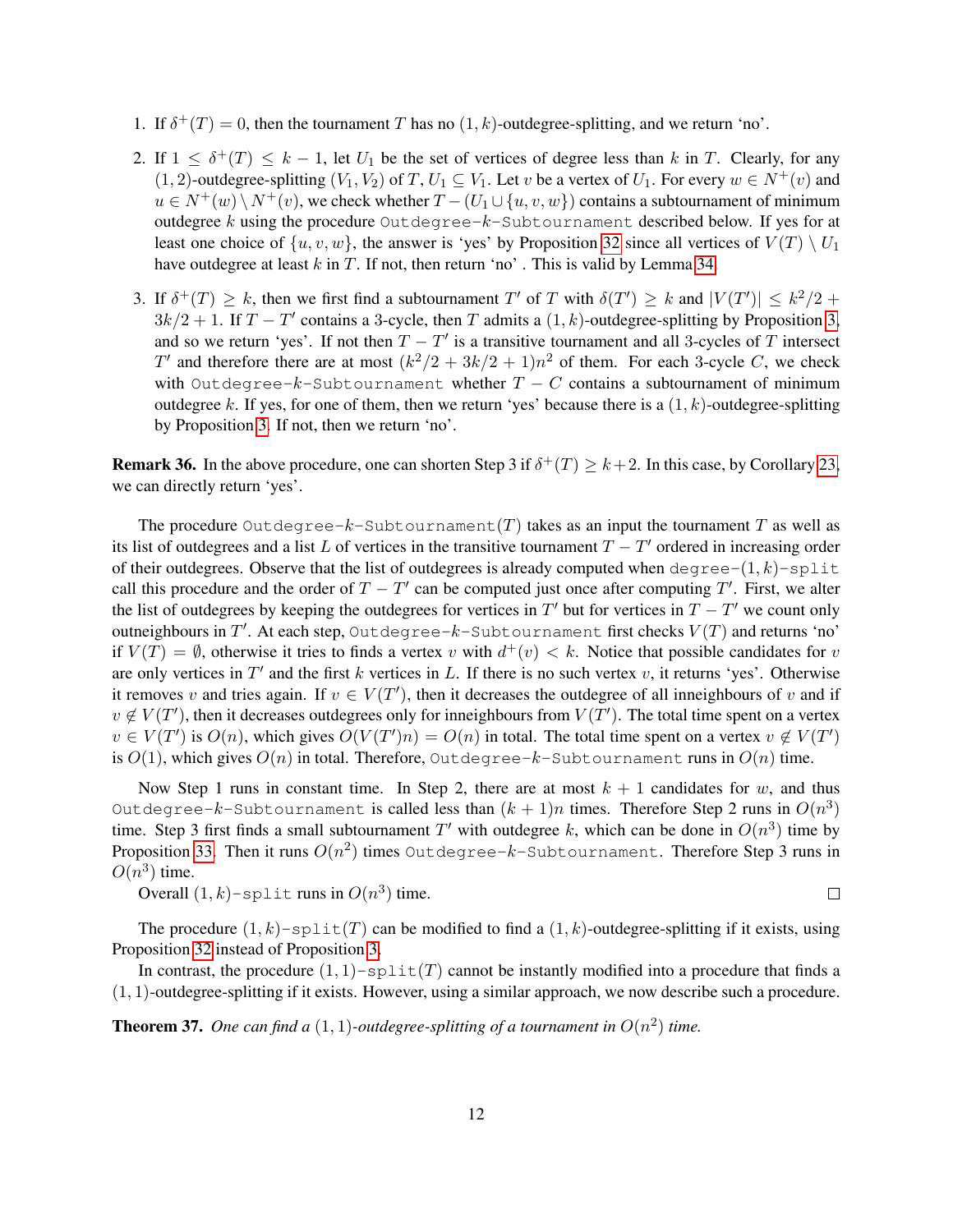1. If $\delta^+(T) = 0$, then the tournament $T$ has no $(1, k)$-outdegree-splitting, and we return 'no'.

2. If $1 \leq \delta^+(T) \leq k - 1$, let $U_1$ be the set of vertices of degree less than $k$ in $T$. Clearly, for any $(1, 2)$-outdegree-splitting $(V_1, V_2)$ of $T$, $U_1 \subseteq V_1$. Let $v$ be a vertex of $U_1$. For every $w \in N^+(v)$ and $u \in N^+(w) \setminus N^+(v)$, we check whether $T - (U_1 \cup \{u, v, w\})$ contains a subtournament of minimum outdegree $k$ using the procedure `Outdegree-`$k$`-Subtournament` described below. If yes for at least one choice of $\{u, v, w\}$, the answer is 'yes' by Proposition 32 since all vertices of $V(T) \setminus U_1$ have outdegree at least $k$ in $T$. If not, then return 'no' . This is valid by Lemma 34.

3. If $\delta^+(T) \geq k$, then we first find a subtournament $T'$ of $T$ with $\delta(T') \geq k$ and $|V(T')| \leq k^2/2 + 3k/2 + 1$. If $T - T'$ contains a 3-cycle, then $T$ admits a $(1, k)$-outdegree-splitting by Proposition 3, and so we return 'yes'. If not then $T - T'$ is a transitive tournament and all 3-cycles of $T$ intersect $T'$ and therefore there are at most $(k^2/2 + 3k/2 + 1)n^2$ of them. For each 3-cycle $C$, we check with `Outdegree-`$k$`-Subtournament` whether $T - C$ contains a subtournament of minimum outdegree $k$. If yes, for one of them, then we return 'yes' because there is a $(1, k)$-outdegree-splitting by Proposition 3. If not, then we return 'no'.

**Remark 36.** In the above procedure, one can shorten Step 3 if $\delta^+(T) \geq k+2$. In this case, by Corollary 23, we can directly return 'yes'.

The procedure `Outdegree-`$k$`-Subtournament`$(T)$ takes as an input the tournament $T$ as well as its list of outdegrees and a list $L$ of vertices in the transitive tournament $T - T'$ ordered in increasing order of their outdegrees. Observe that the list of outdegrees is already computed when `degree-`$(1, k)$`-split` call this procedure and the order of $T - T'$ can be computed just once after computing $T'$. First, we alter the list of outdegrees by keeping the outdegrees for vertices in $T'$ but for vertices in $T - T'$ we count only outneighbours in $T'$. At each step, `Outdegree-`$k$`-Subtournament` first checks $V(T)$ and returns 'no' if $V(T) = \emptyset$, otherwise it tries to finds a vertex $v$ with $d^+(v) < k$. Notice that possible candidates for $v$ are only vertices in $T'$ and the first $k$ vertices in $L$. If there is no such vertex $v$, it returns 'yes'. Otherwise it removes $v$ and tries again. If $v \in V(T')$, then it decreases the outdegree of all inneighbours of $v$ and if $v \notin V(T')$, then it decreases outdegrees only for inneighbours from $V(T')$. The total time spent on a vertex $v \in V(T')$ is $O(n)$, which gives $O(V(T')n) = O(n)$ in total. The total time spent on a vertex $v \notin V(T')$ is $O(1)$, which gives $O(n)$ in total. Therefore, `Outdegree-`$k$`-Subtournament` runs in $O(n)$ time.

Now Step 1 runs in constant time. In Step 2, there are at most $k + 1$ candidates for $w$, and thus `Outdegree-`$k$`-Subtournament` is called less than $(k + 1)n$ times. Therefore Step 2 runs in $O(n^3)$ time. Step 3 first finds a small subtournament $T'$ with outdegree $k$, which can be done in $O(n^3)$ time by Proposition 33. Then it runs $O(n^2)$ times `Outdegree-`$k$`-Subtournament`. Therefore Step 3 runs in $O(n^3)$ time.

Overall $(1, k)$`-split` runs in $O(n^3)$ time. □

The procedure $(1, k)$`-split`$(T)$ can be modified to find a $(1, k)$-outdegree-splitting if it exists, using Proposition 32 instead of Proposition 3.

In contrast, the procedure $(1, 1)$`-split`$(T)$ cannot be instantly modified into a procedure that finds a $(1, 1)$-outdegree-splitting if it exists. However, using a similar approach, we now describe such a procedure.

**Theorem 37.** *One can find a $(1, 1)$-outdegree-splitting of a tournament in $O(n^2)$ time.*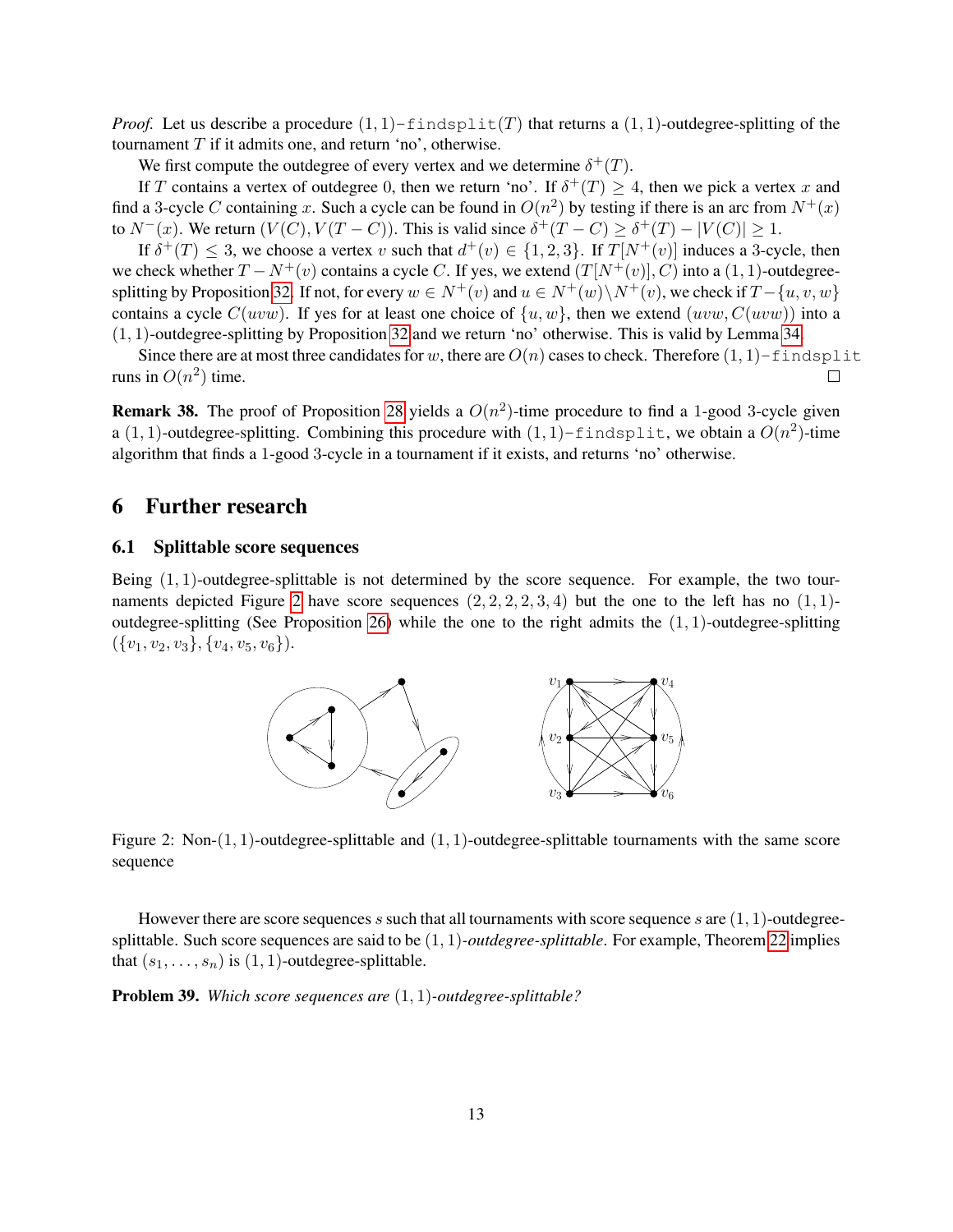*Proof.* Let us describe a procedure $(1,1)-\texttt{findsplit}(T)$ that returns a $(1,1)$-outdegree-splitting of the tournament $T$ if it admits one, and return 'no', otherwise.

We first compute the outdegree of every vertex and we determine $\delta^+(T)$.

If $T$ contains a vertex of outdegree 0, then we return 'no'. If $\delta^+(T) \geq 4$, then we pick a vertex $x$ and find a 3-cycle $C$ containing $x$. Such a cycle can be found in $O(n^2)$ by testing if there is an arc from $N^+(x)$ to $N^-(x)$. We return $(V(C), V(T-C))$. This is valid since $\delta^+(T-C) \geq \delta^+(T) - |V(C)| \geq 1$.

If $\delta^+(T) \leq 3$, we choose a vertex $v$ such that $d^+(v) \in \{1,2,3\}$. If $T[N^+(v)]$ induces a 3-cycle, then we check whether $T - N^+(v)$ contains a cycle $C$. If yes, we extend $(T[N^+(v)], C)$ into a $(1,1)$-outdegree-splitting by Proposition 32. If not, for every $w \in N^+(v)$ and $u \in N^+(w) \setminus N^+(v)$, we check if $T - \{u,v,w\}$ contains a cycle $C(uvw)$. If yes for at least one choice of $\{u,w\}$, then we extend $(uvw, C(uvw))$ into a $(1,1)$-outdegree-splitting by Proposition 32 and we return 'no' otherwise. This is valid by Lemma 34.

Since there are at most three candidates for $w$, there are $O(n)$ cases to check. Therefore $(1,1)-\texttt{findsplit}$ runs in $O(n^2)$ time. $\square$

**Remark 38.** The proof of Proposition 28 yields a $O(n^2)$-time procedure to find a 1-good 3-cycle given a $(1,1)$-outdegree-splitting. Combining this procedure with $(1,1)-\texttt{findsplit}$, we obtain a $O(n^2)$-time algorithm that finds a 1-good 3-cycle in a tournament if it exists, and returns 'no' otherwise.

# 6 Further research

## 6.1 Splittable score sequences

Being $(1,1)$-outdegree-splittable is not determined by the score sequence. For example, the two tournaments depicted Figure 2 have score sequences $(2,2,2,2,3,4)$ but the one to the left has no $(1,1)$-outdegree-splitting (See Proposition 26) while the one to the right admits the $(1,1)$-outdegree-splitting $(\{v_1, v_2, v_3\}, \{v_4, v_5, v_6\})$.

Figure 2: Non-$(1,1)$-outdegree-splittable and $(1,1)$-outdegree-splittable tournaments with the same score sequence

However there are score sequences $s$ such that all tournaments with score sequence $s$ are $(1,1)$-outdegree-splittable. Such score sequences are said to be $(1,1)$-*outdegree-splittable*. For example, Theorem 22 implies that $(s_1, \dots, s_n)$ is $(1,1)$-outdegree-splittable.

**Problem 39.** *Which score sequences are $(1,1)$-outdegree-splittable?*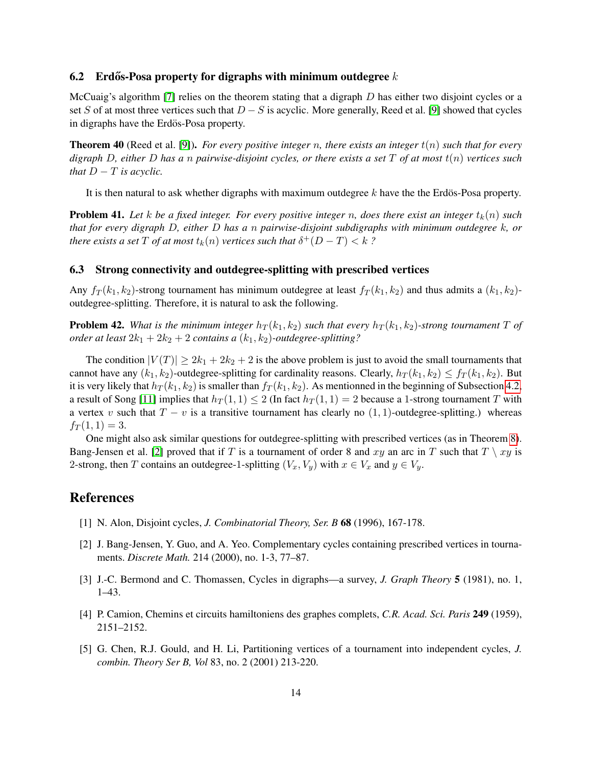### 6.2 Erdős-Posa property for digraphs with minimum outdegree $k$

McCuaig's algorithm [7] relies on the theorem stating that a digraph $D$ has either two disjoint cycles or a set $S$ of at most three vertices such that $D - S$ is acyclic. More generally, Reed et al. [9] showed that cycles in digraphs have the Erdös-Posa property.

**Theorem 40** (Reed et al. [9]). *For every positive integer $n$, there exists an integer $t(n)$ such that for every digraph $D$, either $D$ has a $n$ pairwise-disjoint cycles, or there exists a set $T$ of at most $t(n)$ vertices such that $D - T$ is acyclic.*

It is then natural to ask whether digraphs with maximum outdegree $k$ have the the Erdös-Posa property.

**Problem 41.** *Let $k$ be a fixed integer. For every positive integer $n$, does there exist an integer $t_k(n)$ such that for every digraph $D$, either $D$ has a $n$ pairwise-disjoint subdigraphs with minimum outdegree $k$, or there exists a set $T$ of at most $t_k(n)$ vertices such that $\delta^+(D - T) < k$ ?*

### 6.3 Strong connectivity and outdegree-splitting with prescribed vertices

Any $f_T(k_1, k_2)$-strong tournament has minimum outdegree at least $f_T(k_1, k_2)$ and thus admits a $(k_1, k_2)$-outdegree-splitting. Therefore, it is natural to ask the following.

**Problem 42.** *What is the minimum integer $h_T(k_1, k_2)$ such that every $h_T(k_1, k_2)$-strong tournament $T$ of order at least $2k_1 + 2k_2 + 2$ contains a $(k_1, k_2)$-outdegree-splitting?*

The condition $|V(T)| \geq 2k_1 + 2k_2 + 2$ is the above problem is just to avoid the small tournaments that cannot have any $(k_1, k_2)$-outdegree-splitting for cardinality reasons. Clearly, $h_T(k_1, k_2) \leq f_T(k_1, k_2)$. But it is very likely that $h_T(k_1, k_2)$ is smaller than $f_T(k_1, k_2)$. As mentionned in the beginning of Subsection 4.2, a result of Song [11] implies that $h_T(1, 1) \leq 2$ (In fact $h_T(1, 1) = 2$ because a 1-strong tournament $T$ with a vertex $v$ such that $T - v$ is a transitive tournament has clearly no $(1, 1)$-outdegree-splitting.) whereas $f_T(1, 1) = 3$.

One might also ask similar questions for outdegree-splitting with prescribed vertices (as in Theorem 8). Bang-Jensen et al. [2] proved that if $T$ is a tournament of order 8 and $xy$ an arc in $T$ such that $T \setminus xy$ is 2-strong, then $T$ contains an outdegree-1-splitting $(V_x, V_y)$ with $x \in V_x$ and $y \in V_y$.

## References

[1] N. Alon, Disjoint cycles, *J. Combinatorial Theory, Ser. B* **68** (1996), 167-178.

[2] J. Bang-Jensen, Y. Guo, and A. Yeo. Complementary cycles containing prescribed vertices in tournaments. *Discrete Math.* 214 (2000), no. 1-3, 77–87.

[3] J.-C. Bermond and C. Thomassen, Cycles in digraphs—a survey, *J. Graph Theory* **5** (1981), no. 1, 1–43.

[4] P. Camion, Chemins et circuits hamiltoniens des graphes complets, *C.R. Acad. Sci. Paris* **249** (1959), 2151–2152.

[5] G. Chen, R.J. Gould, and H. Li, Partitioning vertices of a tournament into independent cycles, *J. combin. Theory Ser B, Vol* 83, no. 2 (2001) 213-220.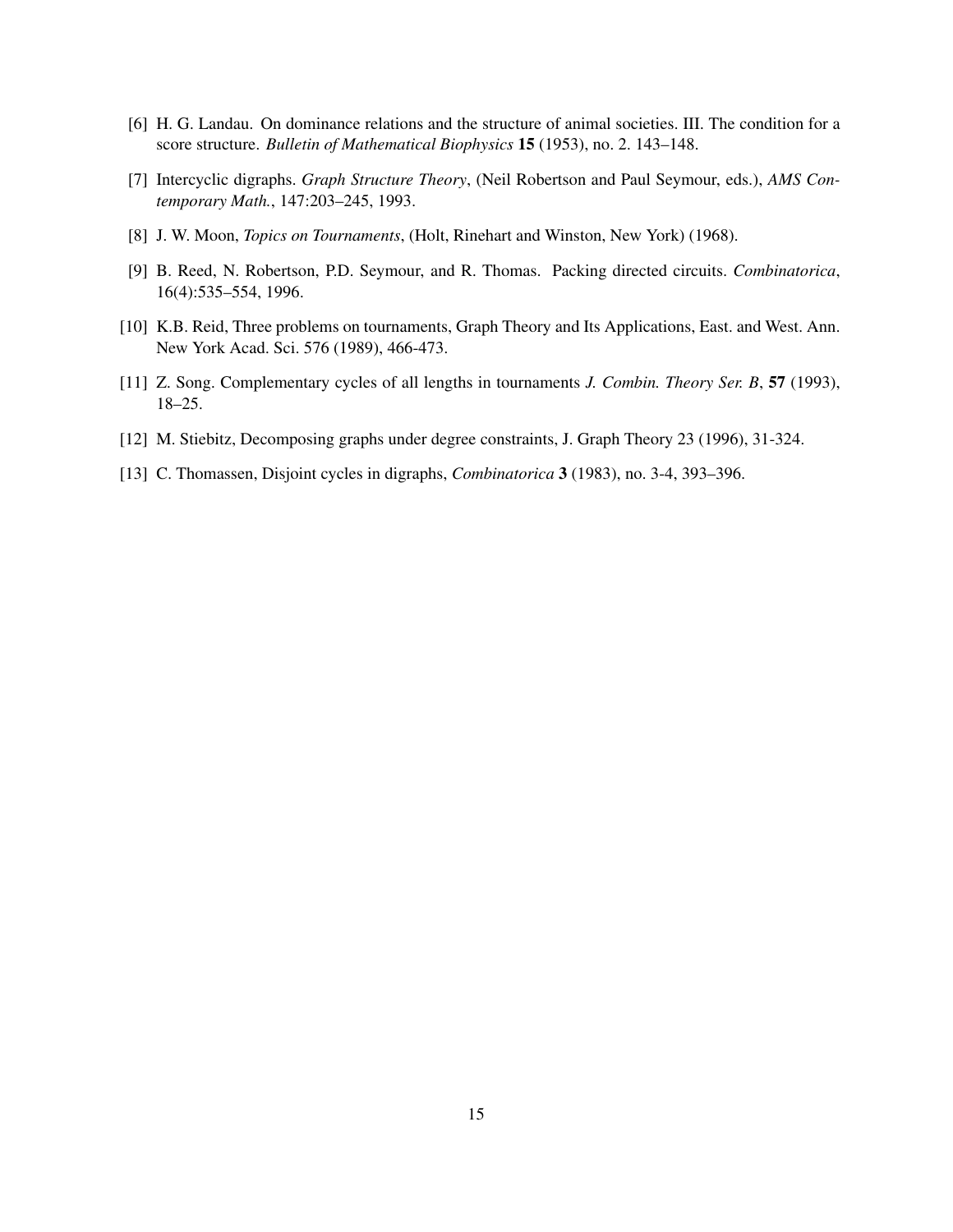[6] H. G. Landau. On dominance relations and the structure of animal societies. III. The condition for a score structure. *Bulletin of Mathematical Biophysics* **15** (1953), no. 2. 143–148.

[7] Intercyclic digraphs. *Graph Structure Theory*, (Neil Robertson and Paul Seymour, eds.), *AMS Contemporary Math.*, 147:203–245, 1993.

[8] J. W. Moon, *Topics on Tournaments*, (Holt, Rinehart and Winston, New York) (1968).

[9] B. Reed, N. Robertson, P.D. Seymour, and R. Thomas. Packing directed circuits. *Combinatorica*, 16(4):535–554, 1996.

[10] K.B. Reid, Three problems on tournaments, Graph Theory and Its Applications, East. and West. Ann. New York Acad. Sci. 576 (1989), 466-473.

[11] Z. Song. Complementary cycles of all lengths in tournaments *J. Combin. Theory Ser. B*, **57** (1993), 18–25.

[12] M. Stiebitz, Decomposing graphs under degree constraints, J. Graph Theory 23 (1996), 31-324.

[13] C. Thomassen, Disjoint cycles in digraphs, *Combinatorica* **3** (1983), no. 3-4, 393–396.